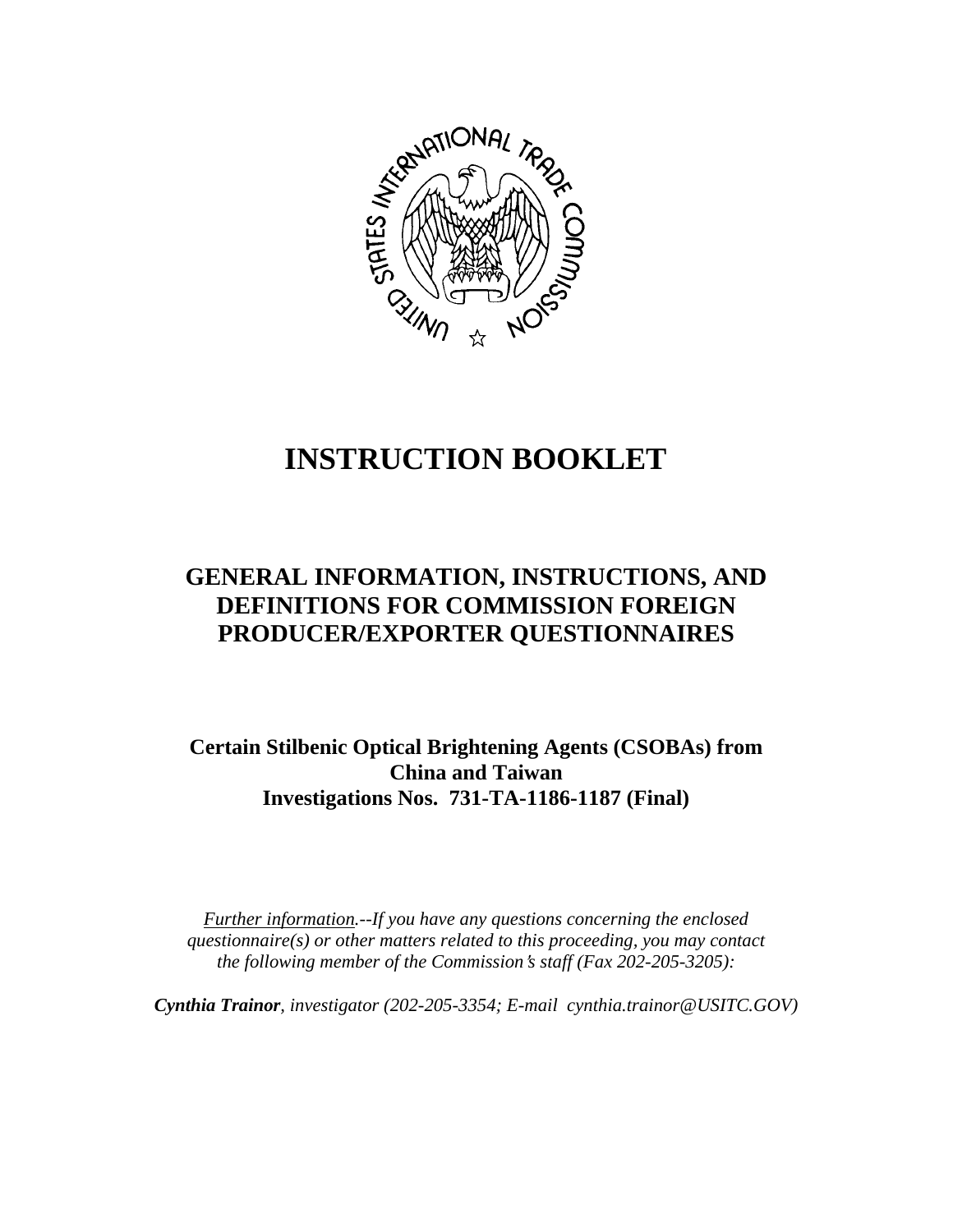# INSTRUCTION BOOKLET

## GENERAL INFORMATION, INSTRUCTIONS, AND DEFINITIONS FOR COMMISSION FOREIGN PRODUCER/EXPORTER QUESTIONNAIRES

**Certain Stilbenic Optical Brightening Agents (CSOBAs) from China and Taiwan**
**Investigations Nos. 731-TA-1186-1187 (Final)**

*Further information.--If you have any questions concerning the enclosed questionnaire(s) or other matters related to this proceeding, you may contact the following member of the Commission's staff (Fax 202-205-3205):*

***Cynthia Trainor**, investigator (202-205-3354; E-mail cynthia.trainor@USITC.GOV)*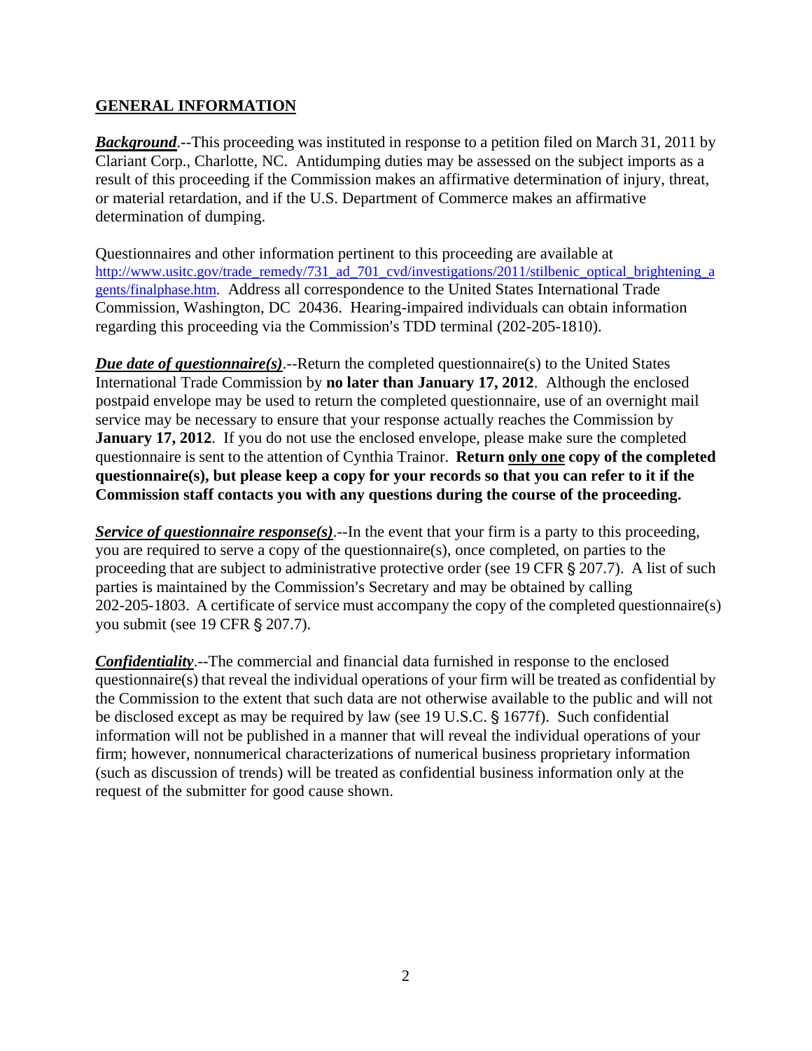## GENERAL INFORMATION

***Background***.--This proceeding was instituted in response to a petition filed on March 31, 2011 by Clariant Corp., Charlotte, NC. Antidumping duties may be assessed on the subject imports as a result of this proceeding if the Commission makes an affirmative determination of injury, threat, or material retardation, and if the U.S. Department of Commerce makes an affirmative determination of dumping.

Questionnaires and other information pertinent to this proceeding are available at http://www.usitc.gov/trade_remedy/731_ad_701_cvd/investigations/2011/stilbenic_optical_brightening_agents/finalphase.htm. Address all correspondence to the United States International Trade Commission, Washington, DC 20436. Hearing-impaired individuals can obtain information regarding this proceeding via the Commission's TDD terminal (202-205-1810).

***Due date of questionnaire(s)***.--Return the completed questionnaire(s) to the United States International Trade Commission by **no later than January 17, 2012**. Although the enclosed postpaid envelope may be used to return the completed questionnaire, use of an overnight mail service may be necessary to ensure that your response actually reaches the Commission by **January 17, 2012**. If you do not use the enclosed envelope, please make sure the completed questionnaire is sent to the attention of Cynthia Trainor. **Return only one copy of the completed questionnaire(s), but please keep a copy for your records so that you can refer to it if the Commission staff contacts you with any questions during the course of the proceeding.**

***Service of questionnaire response(s)***.--In the event that your firm is a party to this proceeding, you are required to serve a copy of the questionnaire(s), once completed, on parties to the proceeding that are subject to administrative protective order (see 19 CFR § 207.7). A list of such parties is maintained by the Commission's Secretary and may be obtained by calling 202-205-1803. A certificate of service must accompany the copy of the completed questionnaire(s) you submit (see 19 CFR § 207.7).

***Confidentiality***.--The commercial and financial data furnished in response to the enclosed questionnaire(s) that reveal the individual operations of your firm will be treated as confidential by the Commission to the extent that such data are not otherwise available to the public and will not be disclosed except as may be required by law (see 19 U.S.C. § 1677f). Such confidential information will not be published in a manner that will reveal the individual operations of your firm; however, nonnumerical characterizations of numerical business proprietary information (such as discussion of trends) will be treated as confidential business information only at the request of the submitter for good cause shown.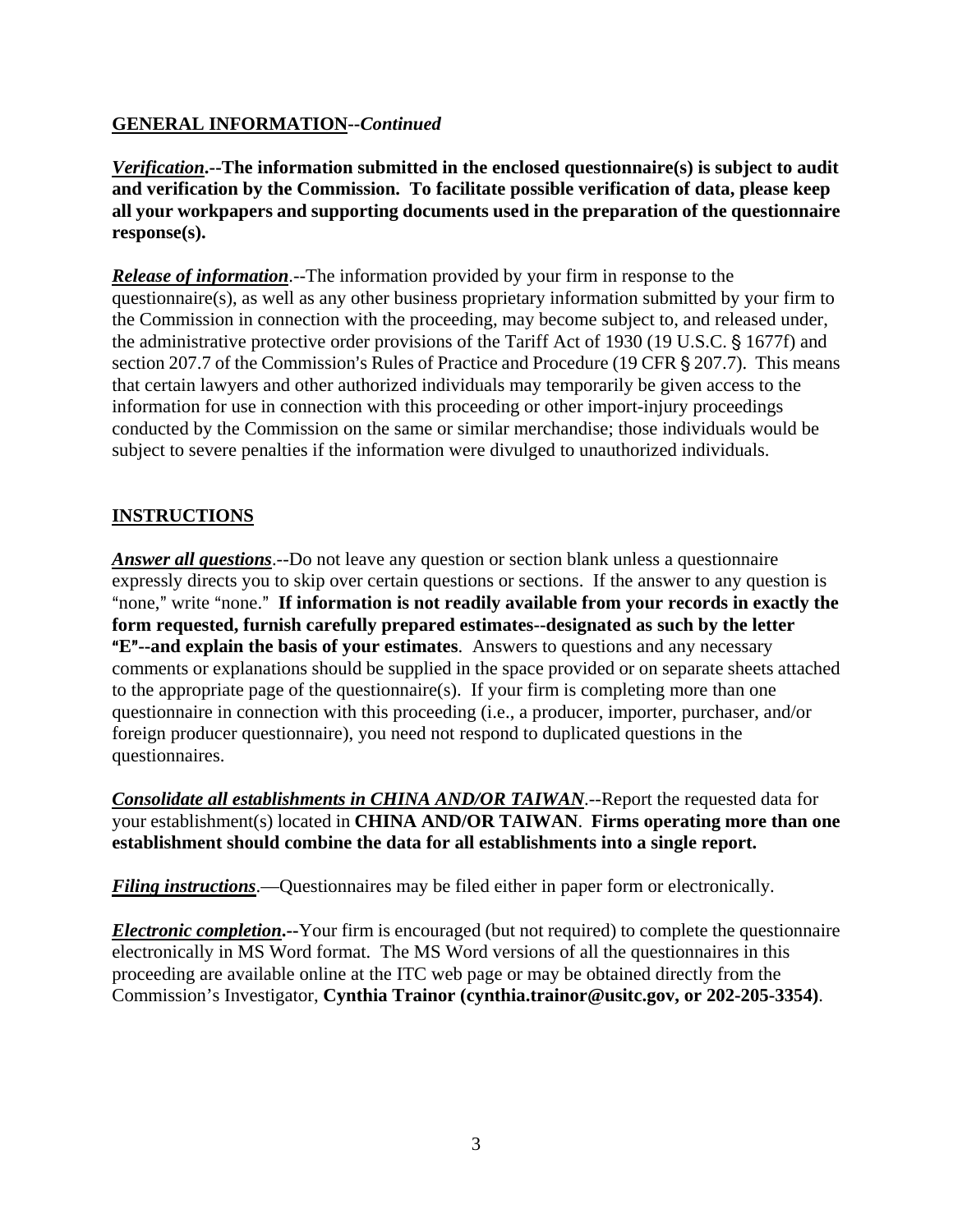## **GENERAL INFORMATION**--*Continued*

***Verification*.--The information submitted in the enclosed questionnaire(s) is subject to audit and verification by the Commission. To facilitate possible verification of data, please keep all your workpapers and supporting documents used in the preparation of the questionnaire response(s).**

***Release of information*.**--The information provided by your firm in response to the questionnaire(s), as well as any other business proprietary information submitted by your firm to the Commission in connection with the proceeding, may become subject to, and released under, the administrative protective order provisions of the Tariff Act of 1930 (19 U.S.C. § 1677f) and section 207.7 of the Commission's Rules of Practice and Procedure (19 CFR § 207.7). This means that certain lawyers and other authorized individuals may temporarily be given access to the information for use in connection with this proceeding or other import-injury proceedings conducted by the Commission on the same or similar merchandise; those individuals would be subject to severe penalties if the information were divulged to unauthorized individuals.

## **INSTRUCTIONS**

***Answer all questions*.**--Do not leave any question or section blank unless a questionnaire expressly directs you to skip over certain questions or sections. If the answer to any question is "none," write "none." **If information is not readily available from your records in exactly the form requested, furnish carefully prepared estimates--designated as such by the letter "E"--and explain the basis of your estimates**. Answers to questions and any necessary comments or explanations should be supplied in the space provided or on separate sheets attached to the appropriate page of the questionnaire(s). If your firm is completing more than one questionnaire in connection with this proceeding (i.e., a producer, importer, purchaser, and/or foreign producer questionnaire), you need not respond to duplicated questions in the questionnaires.

***Consolidate all establishments in CHINA AND/OR TAIWAN*.**--Report the requested data for your establishment(s) located in **CHINA AND/OR TAIWAN**. **Firms operating more than one establishment should combine the data for all establishments into a single report.**

***Filing instructions*.**—Questionnaires may be filed either in paper form or electronically.

***Electronic completion*.--**Your firm is encouraged (but not required) to complete the questionnaire electronically in MS Word format. The MS Word versions of all the questionnaires in this proceeding are available online at the ITC web page or may be obtained directly from the Commission's Investigator, **Cynthia Trainor (cynthia.trainor@usitc.gov, or 202-205-3354)**.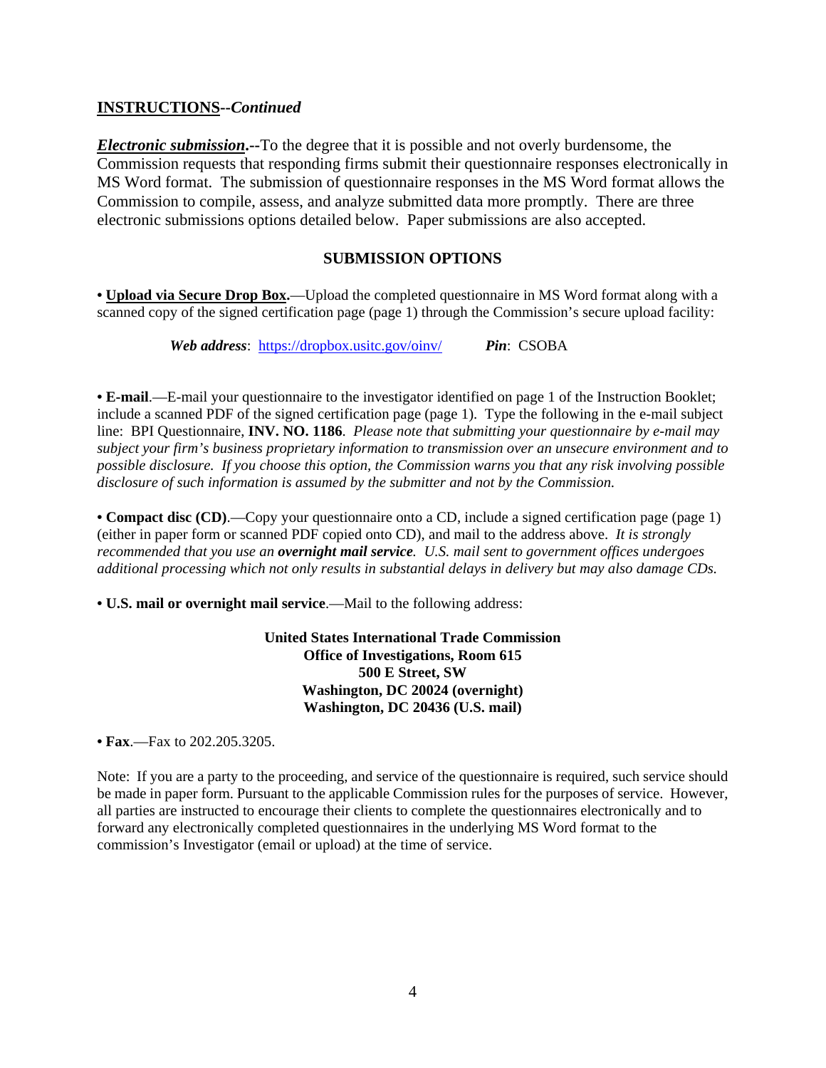**INSTRUCTIONS**--*Continued*

***Electronic submission*.--**To the degree that it is possible and not overly burdensome, the Commission requests that responding firms submit their questionnaire responses electronically in MS Word format. The submission of questionnaire responses in the MS Word format allows the Commission to compile, assess, and analyze submitted data more promptly. There are three electronic submissions options detailed below. Paper submissions are also accepted.

## SUBMISSION OPTIONS

• **Upload via Secure Drop Box**.—Upload the completed questionnaire in MS Word format along with a scanned copy of the signed certification page (page 1) through the Commission's secure upload facility:

***Web address***: https://dropbox.usitc.gov/oinv/ ***Pin***: CSOBA

• **E-mail**.—E-mail your questionnaire to the investigator identified on page 1 of the Instruction Booklet; include a scanned PDF of the signed certification page (page 1). Type the following in the e-mail subject line: BPI Questionnaire, **INV. NO. 1186**. *Please note that submitting your questionnaire by e-mail may subject your firm's business proprietary information to transmission over an unsecure environment and to possible disclosure. If you choose this option, the Commission warns you that any risk involving possible disclosure of such information is assumed by the submitter and not by the Commission.*

• **Compact disc (CD)**.—Copy your questionnaire onto a CD, include a signed certification page (page 1) (either in paper form or scanned PDF copied onto CD), and mail to the address above. *It is strongly recommended that you use an* ***overnight mail service****. U.S. mail sent to government offices undergoes additional processing which not only results in substantial delays in delivery but may also damage CDs.*

• **U.S. mail or overnight mail service**.—Mail to the following address:

**United States International Trade Commission**
**Office of Investigations, Room 615**
**500 E Street, SW**
**Washington, DC 20024 (overnight)**
**Washington, DC 20436 (U.S. mail)**

• **Fax**.—Fax to 202.205.3205.

Note: If you are a party to the proceeding, and service of the questionnaire is required, such service should be made in paper form. Pursuant to the applicable Commission rules for the purposes of service. However, all parties are instructed to encourage their clients to complete the questionnaires electronically and to forward any electronically completed questionnaires in the underlying MS Word format to the commission's Investigator (email or upload) at the time of service.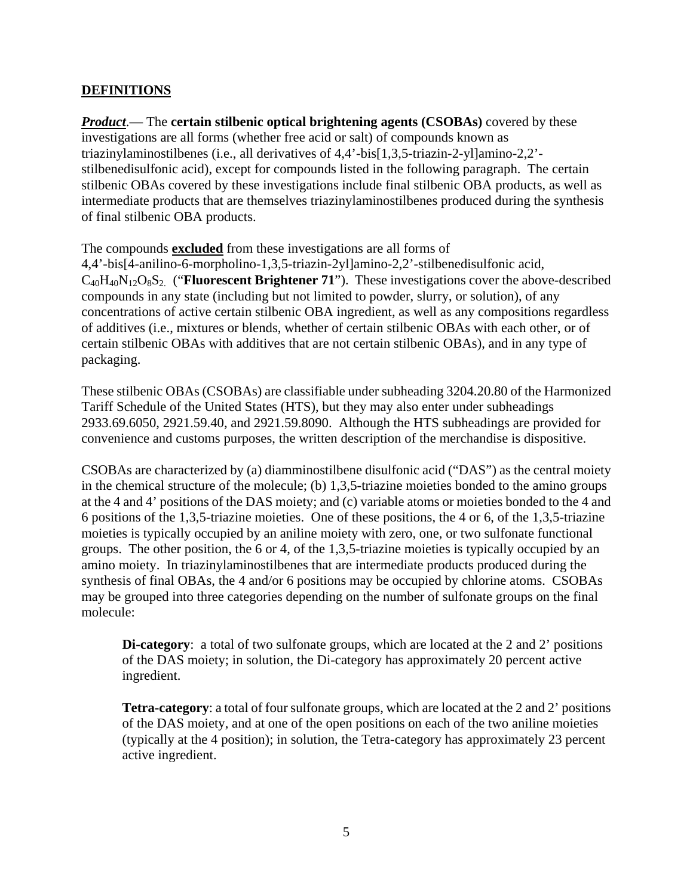## DEFINITIONS

***Product***.— The **certain stilbenic optical brightening agents (CSOBAs)** covered by these investigations are all forms (whether free acid or salt) of compounds known as triazinylaminostilbenes (i.e., all derivatives of 4,4'-bis[1,3,5-triazin-2-yl]amino-2,2'-stilbenedisulfonic acid), except for compounds listed in the following paragraph. The certain stilbenic OBAs covered by these investigations include final stilbenic OBA products, as well as intermediate products that are themselves triazinylaminostilbenes produced during the synthesis of final stilbenic OBA products.

The compounds **excluded** from these investigations are all forms of 4,4'-bis[4-anilino-6-morpholino-1,3,5-triazin-2yl]amino-2,2'-stilbenedisulfonic acid, $C_{40}H_{40}N_{12}O_8S_2$. ("**Fluorescent Brightener 71**"). These investigations cover the above-described compounds in any state (including but not limited to powder, slurry, or solution), of any concentrations of active certain stilbenic OBA ingredient, as well as any compositions regardless of additives (i.e., mixtures or blends, whether of certain stilbenic OBAs with each other, or of certain stilbenic OBAs with additives that are not certain stilbenic OBAs), and in any type of packaging.

These stilbenic OBAs (CSOBAs) are classifiable under subheading 3204.20.80 of the Harmonized Tariff Schedule of the United States (HTS), but they may also enter under subheadings 2933.69.6050, 2921.59.40, and 2921.59.8090. Although the HTS subheadings are provided for convenience and customs purposes, the written description of the merchandise is dispositive.

CSOBAs are characterized by (a) diamminostilbene disulfonic acid ("DAS") as the central moiety in the chemical structure of the molecule; (b) 1,3,5-triazine moieties bonded to the amino groups at the 4 and 4' positions of the DAS moiety; and (c) variable atoms or moieties bonded to the 4 and 6 positions of the 1,3,5-triazine moieties. One of these positions, the 4 or 6, of the 1,3,5-triazine moieties is typically occupied by an aniline moiety with zero, one, or two sulfonate functional groups. The other position, the 6 or 4, of the 1,3,5-triazine moieties is typically occupied by an amino moiety. In triazinylaminostilbenes that are intermediate products produced during the synthesis of final OBAs, the 4 and/or 6 positions may be occupied by chlorine atoms. CSOBAs may be grouped into three categories depending on the number of sulfonate groups on the final molecule:

> **Di-category**: a total of two sulfonate groups, which are located at the 2 and 2' positions of the DAS moiety; in solution, the Di-category has approximately 20 percent active ingredient.
>
> **Tetra-category**: a total of four sulfonate groups, which are located at the 2 and 2' positions of the DAS moiety, and at one of the open positions on each of the two aniline moieties (typically at the 4 position); in solution, the Tetra-category has approximately 23 percent active ingredient.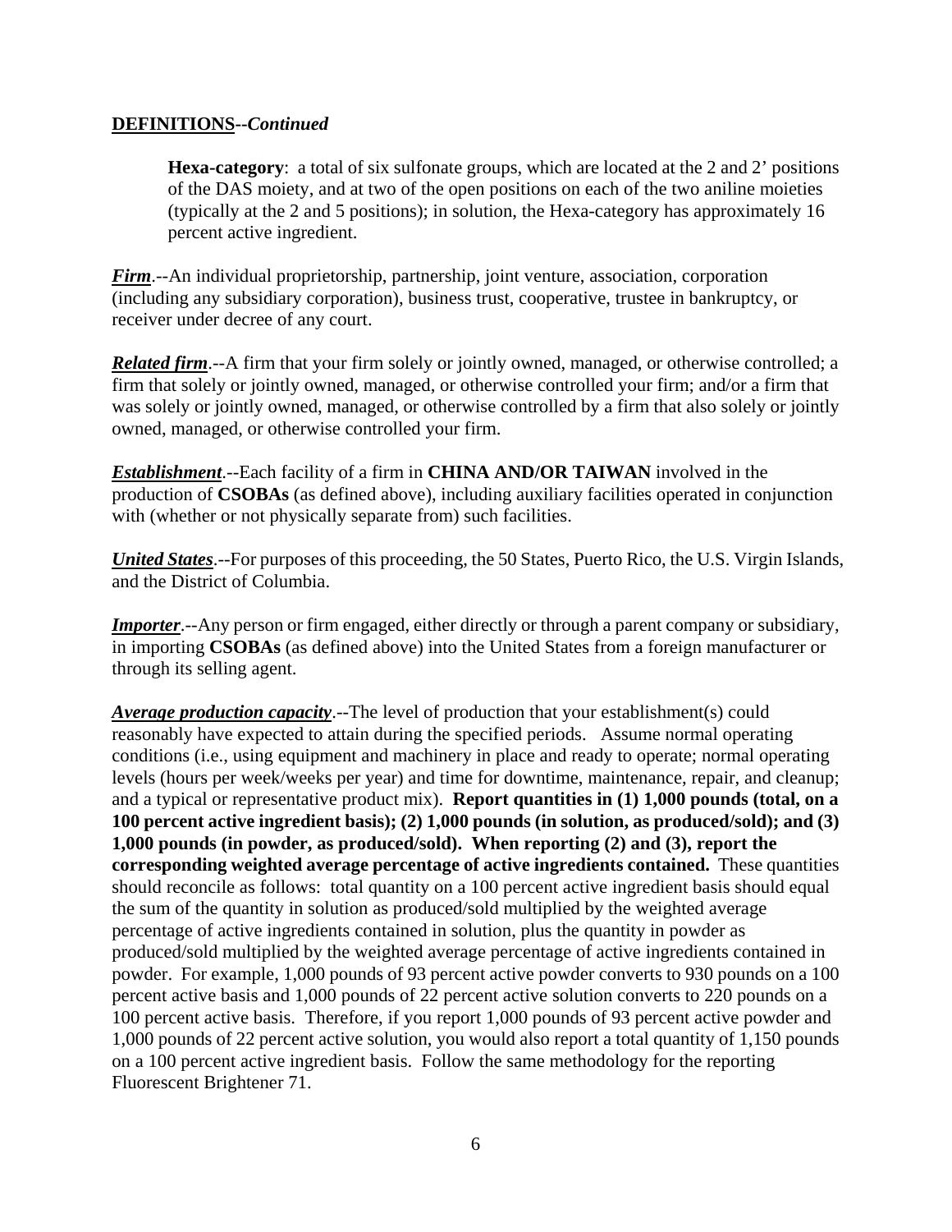**DEFINITIONS--*Continued***

> **Hexa-category**: a total of six sulfonate groups, which are located at the 2 and 2' positions of the DAS moiety, and at two of the open positions on each of the two aniline moieties (typically at the 2 and 5 positions); in solution, the Hexa-category has approximately 16 percent active ingredient.

***Firm***.--An individual proprietorship, partnership, joint venture, association, corporation (including any subsidiary corporation), business trust, cooperative, trustee in bankruptcy, or receiver under decree of any court.

***Related firm***.--A firm that your firm solely or jointly owned, managed, or otherwise controlled; a firm that solely or jointly owned, managed, or otherwise controlled your firm; and/or a firm that was solely or jointly owned, managed, or otherwise controlled by a firm that also solely or jointly owned, managed, or otherwise controlled your firm.

***Establishment***.--Each facility of a firm in **CHINA AND/OR TAIWAN** involved in the production of **CSOBAs** (as defined above), including auxiliary facilities operated in conjunction with (whether or not physically separate from) such facilities.

***United States***.--For purposes of this proceeding, the 50 States, Puerto Rico, the U.S. Virgin Islands, and the District of Columbia.

***Importer***.--Any person or firm engaged, either directly or through a parent company or subsidiary, in importing **CSOBAs** (as defined above) into the United States from a foreign manufacturer or through its selling agent.

***Average production capacity***.--The level of production that your establishment(s) could reasonably have expected to attain during the specified periods. Assume normal operating conditions (i.e., using equipment and machinery in place and ready to operate; normal operating levels (hours per week/weeks per year) and time for downtime, maintenance, repair, and cleanup; and a typical or representative product mix). **Report quantities in (1) 1,000 pounds (total, on a 100 percent active ingredient basis); (2) 1,000 pounds (in solution, as produced/sold); and (3) 1,000 pounds (in powder, as produced/sold). When reporting (2) and (3), report the corresponding weighted average percentage of active ingredients contained.** These quantities should reconcile as follows: total quantity on a 100 percent active ingredient basis should equal the sum of the quantity in solution as produced/sold multiplied by the weighted average percentage of active ingredients contained in solution, plus the quantity in powder as produced/sold multiplied by the weighted average percentage of active ingredients contained in powder. For example, 1,000 pounds of 93 percent active powder converts to 930 pounds on a 100 percent active basis and 1,000 pounds of 22 percent active solution converts to 220 pounds on a 100 percent active basis. Therefore, if you report 1,000 pounds of 93 percent active powder and 1,000 pounds of 22 percent active solution, you would also report a total quantity of 1,150 pounds on a 100 percent active ingredient basis. Follow the same methodology for the reporting Fluorescent Brightener 71.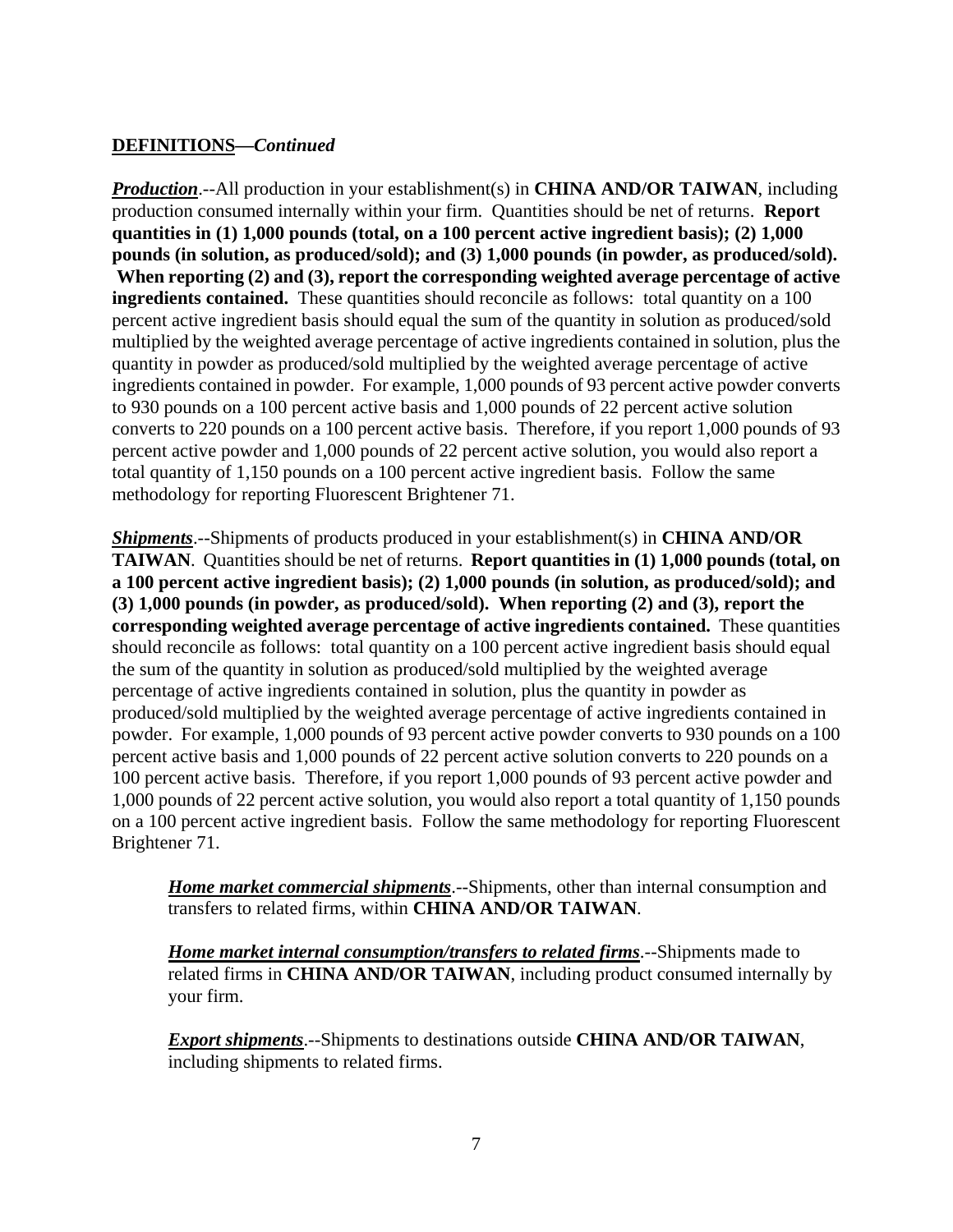**DEFINITIONS—*Continued***

***Production***.--All production in your establishment(s) in **CHINA AND/OR TAIWAN**, including production consumed internally within your firm. Quantities should be net of returns. **Report quantities in (1) 1,000 pounds (total, on a 100 percent active ingredient basis); (2) 1,000 pounds (in solution, as produced/sold); and (3) 1,000 pounds (in powder, as produced/sold). When reporting (2) and (3), report the corresponding weighted average percentage of active ingredients contained.** These quantities should reconcile as follows: total quantity on a 100 percent active ingredient basis should equal the sum of the quantity in solution as produced/sold multiplied by the weighted average percentage of active ingredients contained in solution, plus the quantity in powder as produced/sold multiplied by the weighted average percentage of active ingredients contained in powder. For example, 1,000 pounds of 93 percent active powder converts to 930 pounds on a 100 percent active basis and 1,000 pounds of 22 percent active solution converts to 220 pounds on a 100 percent active basis. Therefore, if you report 1,000 pounds of 93 percent active powder and 1,000 pounds of 22 percent active solution, you would also report a total quantity of 1,150 pounds on a 100 percent active ingredient basis. Follow the same methodology for reporting Fluorescent Brightener 71.

***Shipments***.--Shipments of products produced in your establishment(s) in **CHINA AND/OR TAIWAN**. Quantities should be net of returns. **Report quantities in (1) 1,000 pounds (total, on a 100 percent active ingredient basis); (2) 1,000 pounds (in solution, as produced/sold); and (3) 1,000 pounds (in powder, as produced/sold). When reporting (2) and (3), report the corresponding weighted average percentage of active ingredients contained.** These quantities should reconcile as follows: total quantity on a 100 percent active ingredient basis should equal the sum of the quantity in solution as produced/sold multiplied by the weighted average percentage of active ingredients contained in solution, plus the quantity in powder as produced/sold multiplied by the weighted average percentage of active ingredients contained in powder. For example, 1,000 pounds of 93 percent active powder converts to 930 pounds on a 100 percent active basis and 1,000 pounds of 22 percent active solution converts to 220 pounds on a 100 percent active basis. Therefore, if you report 1,000 pounds of 93 percent active powder and 1,000 pounds of 22 percent active solution, you would also report a total quantity of 1,150 pounds on a 100 percent active ingredient basis. Follow the same methodology for reporting Fluorescent Brightener 71.

> ***Home market commercial shipments***.--Shipments, other than internal consumption and transfers to related firms, within **CHINA AND/OR TAIWAN**.
>
> ***Home market internal consumption/transfers to related firms***.--Shipments made to related firms in **CHINA AND/OR TAIWAN**, including product consumed internally by your firm.
>
> ***Export shipments***.--Shipments to destinations outside **CHINA AND/OR TAIWAN**, including shipments to related firms.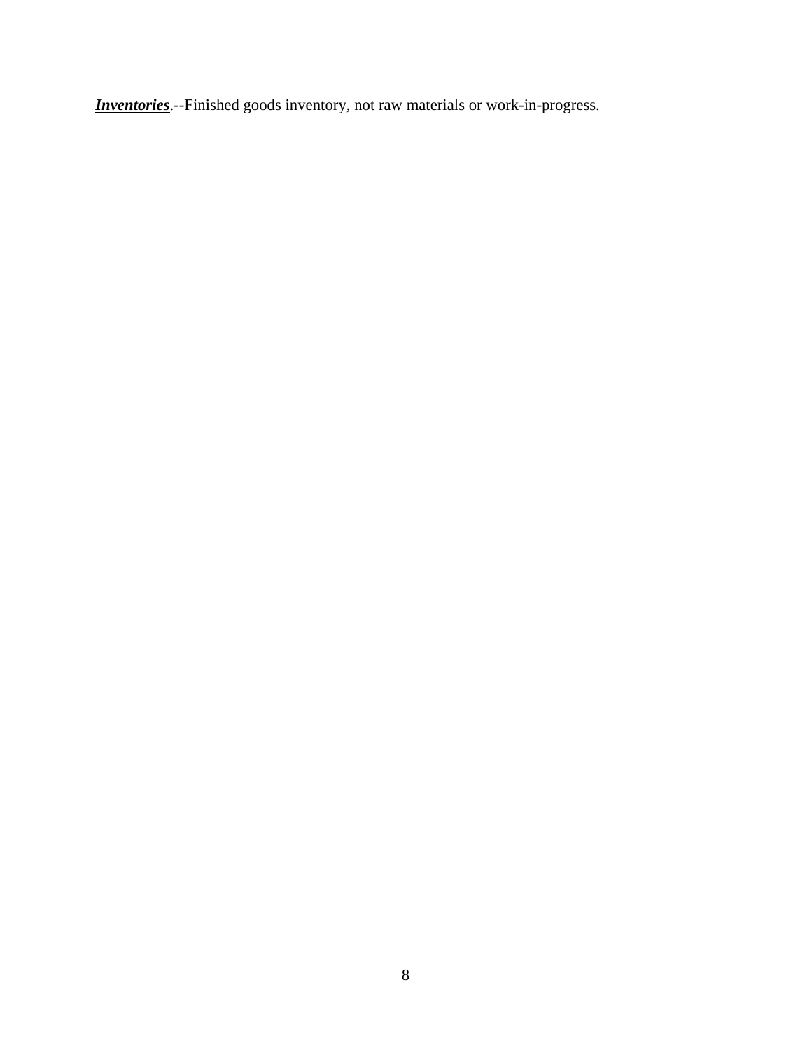***Inventories***.--Finished goods inventory, not raw materials or work-in-progress.